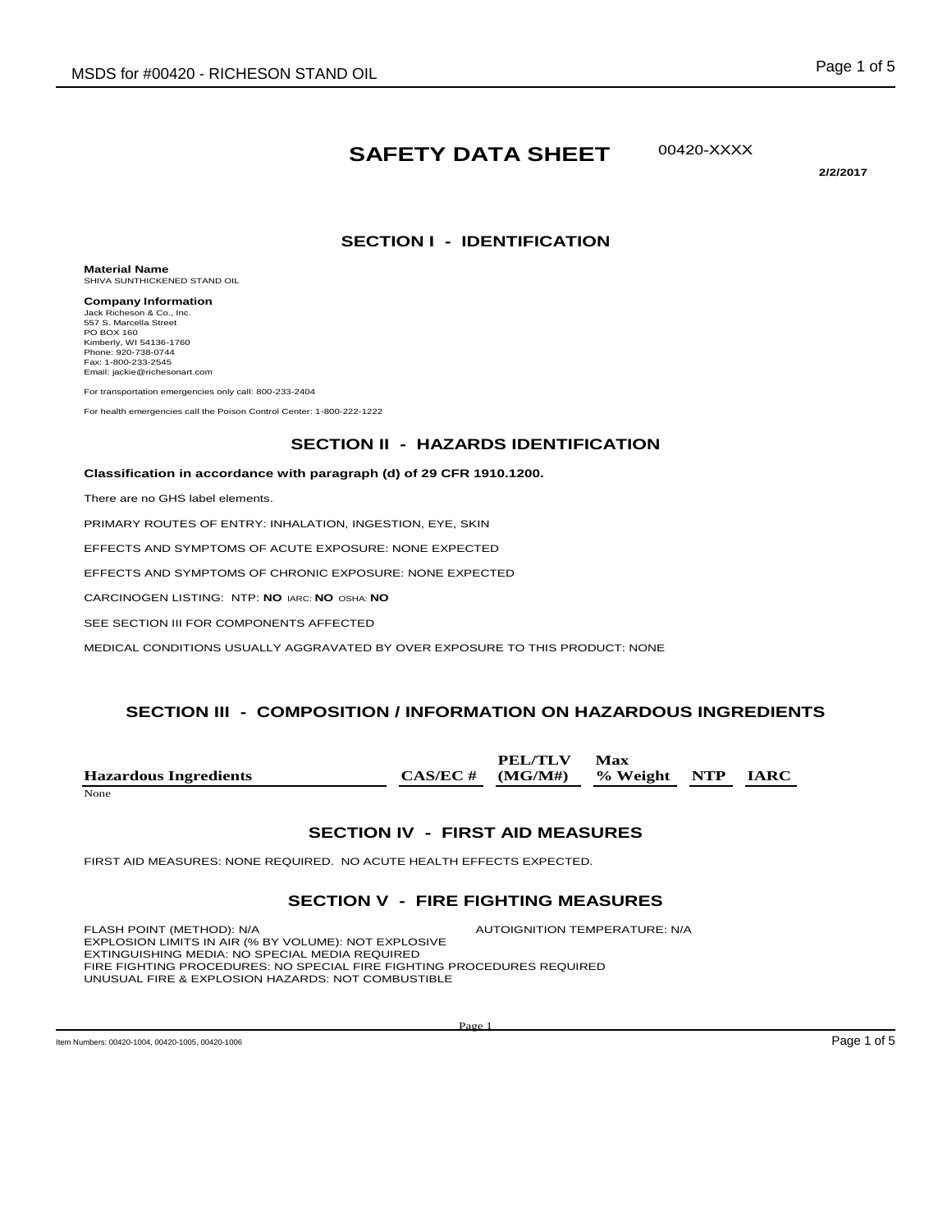# SAFETY DATA SHEET

00420-XXXX

**2/2/2017**

## SECTION I - IDENTIFICATION

**Material Name**
SHIVA SUNTHICKENED STAND OIL

**Company Information**
Jack Richeson & Co., Inc.
557 S. Marcella Street
PO BOX 160
Kimberly, WI 54136-1760
Phone: 920-738-0744
Fax: 1-800-233-2545
Email: jackie@richesonart.com

For transportation emergencies only call: 800-233-2404

For health emergencies call the Poison Control Center: 1-800-222-1222

## SECTION II - HAZARDS IDENTIFICATION

**Classification in accordance with paragraph (d) of 29 CFR 1910.1200.**

There are no GHS label elements.

PRIMARY ROUTES OF ENTRY: INHALATION, INGESTION, EYE, SKIN

EFFECTS AND SYMPTOMS OF ACUTE EXPOSURE: NONE EXPECTED

EFFECTS AND SYMPTOMS OF CHRONIC EXPOSURE: NONE EXPECTED

CARCINOGEN LISTING: NTP: **NO** IARC: **NO** OSHA: **NO**

SEE SECTION III FOR COMPONENTS AFFECTED

MEDICAL CONDITIONS USUALLY AGGRAVATED BY OVER EXPOSURE TO THIS PRODUCT: NONE

## SECTION III - COMPOSITION / INFORMATION ON HAZARDOUS INGREDIENTS

| Hazardous Ingredients | CAS/EC # | PEL/TLV (MG/M#) | Max % Weight | NTP | IARC |
|---|---|---|---|---|---|
| None | | | | | |

## SECTION IV - FIRST AID MEASURES

FIRST AID MEASURES: NONE REQUIRED. NO ACUTE HEALTH EFFECTS EXPECTED.

## SECTION V - FIRE FIGHTING MEASURES

FLASH POINT (METHOD): N/A
AUTOIGNITION TEMPERATURE: N/A
EXPLOSION LIMITS IN AIR (% BY VOLUME): NOT EXPLOSIVE
EXTINGUISHING MEDIA: NO SPECIAL MEDIA REQUIRED
FIRE FIGHTING PROCEDURES: NO SPECIAL FIRE FIGHTING PROCEDURES REQUIRED
UNUSUAL FIRE & EXPLOSION HAZARDS: NOT COMBUSTIBLE

Item Numbers: 00420-1004, 00420-1005, 00420-1006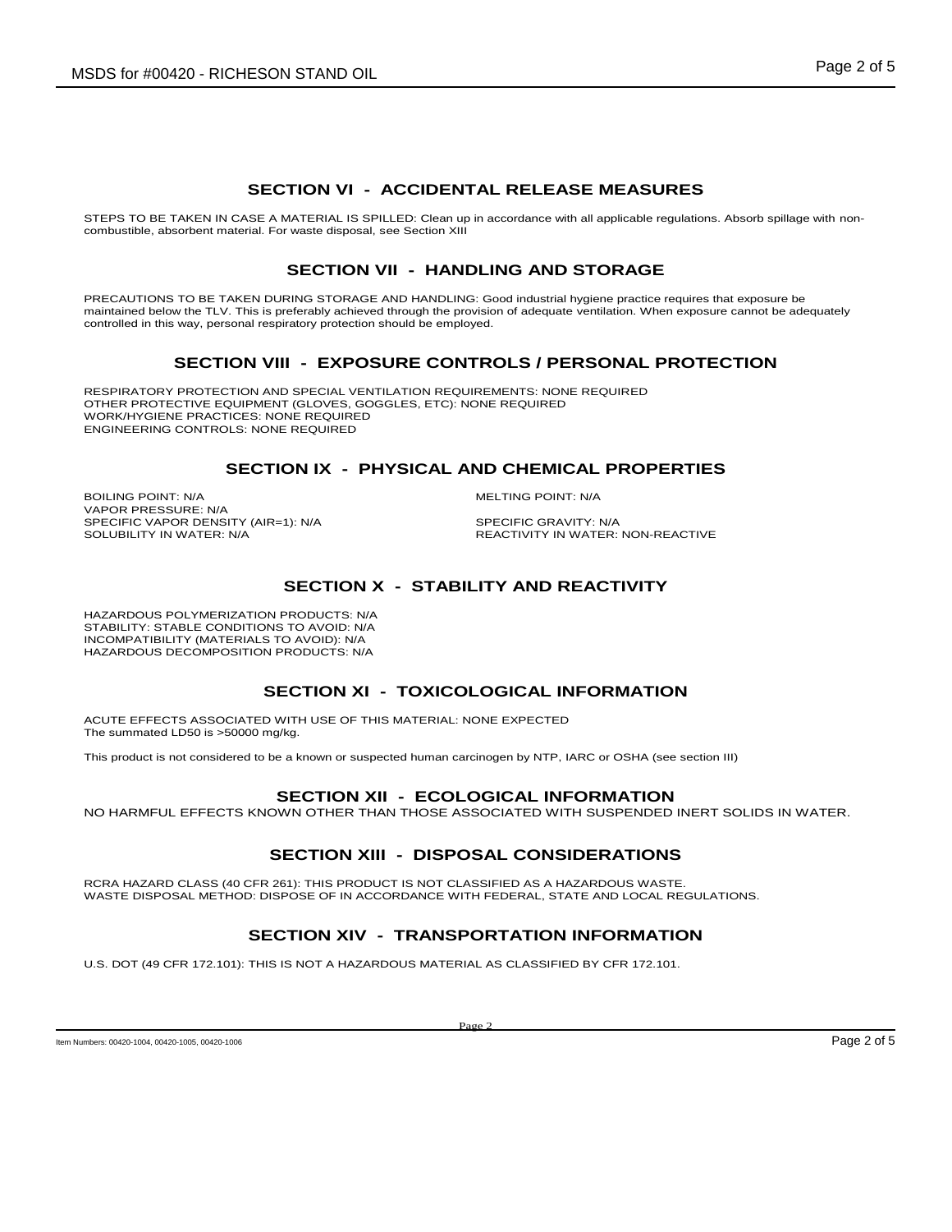## SECTION VI - ACCIDENTAL RELEASE MEASURES

STEPS TO BE TAKEN IN CASE A MATERIAL IS SPILLED: Clean up in accordance with all applicable regulations. Absorb spillage with non-combustible, absorbent material. For waste disposal, see Section XIII

## SECTION VII - HANDLING AND STORAGE

PRECAUTIONS TO BE TAKEN DURING STORAGE AND HANDLING: Good industrial hygiene practice requires that exposure be maintained below the TLV. This is preferably achieved through the provision of adequate ventilation. When exposure cannot be adequately controlled in this way, personal respiratory protection should be employed.

## SECTION VIII - EXPOSURE CONTROLS / PERSONAL PROTECTION

RESPIRATORY PROTECTION AND SPECIAL VENTILATION REQUIREMENTS: NONE REQUIRED
OTHER PROTECTIVE EQUIPMENT (GLOVES, GOGGLES, ETC): NONE REQUIRED
WORK/HYGIENE PRACTICES: NONE REQUIRED
ENGINEERING CONTROLS: NONE REQUIRED

## SECTION IX - PHYSICAL AND CHEMICAL PROPERTIES

BOILING POINT: N/A
VAPOR PRESSURE: N/A
SPECIFIC VAPOR DENSITY (AIR=1): N/A
SOLUBILITY IN WATER: N/A

MELTING POINT: N/A

SPECIFIC GRAVITY: N/A
REACTIVITY IN WATER: NON-REACTIVE

## SECTION X - STABILITY AND REACTIVITY

HAZARDOUS POLYMERIZATION PRODUCTS: N/A
STABILITY: STABLE CONDITIONS TO AVOID: N/A
INCOMPATIBILITY (MATERIALS TO AVOID): N/A
HAZARDOUS DECOMPOSITION PRODUCTS: N/A

## SECTION XI - TOXICOLOGICAL INFORMATION

ACUTE EFFECTS ASSOCIATED WITH USE OF THIS MATERIAL: NONE EXPECTED
The summated LD50 is >50000 mg/kg.

This product is not considered to be a known or suspected human carcinogen by NTP, IARC or OSHA (see section III)

## SECTION XII - ECOLOGICAL INFORMATION

NO HARMFUL EFFECTS KNOWN OTHER THAN THOSE ASSOCIATED WITH SUSPENDED INERT SOLIDS IN WATER.

## SECTION XIII - DISPOSAL CONSIDERATIONS

RCRA HAZARD CLASS (40 CFR 261): THIS PRODUCT IS NOT CLASSIFIED AS A HAZARDOUS WASTE.
WASTE DISPOSAL METHOD: DISPOSE OF IN ACCORDANCE WITH FEDERAL, STATE AND LOCAL REGULATIONS.

## SECTION XIV - TRANSPORTATION INFORMATION

U.S. DOT (49 CFR 172.101): THIS IS NOT A HAZARDOUS MATERIAL AS CLASSIFIED BY CFR 172.101.

Item Numbers: 00420-1004, 00420-1005, 00420-1006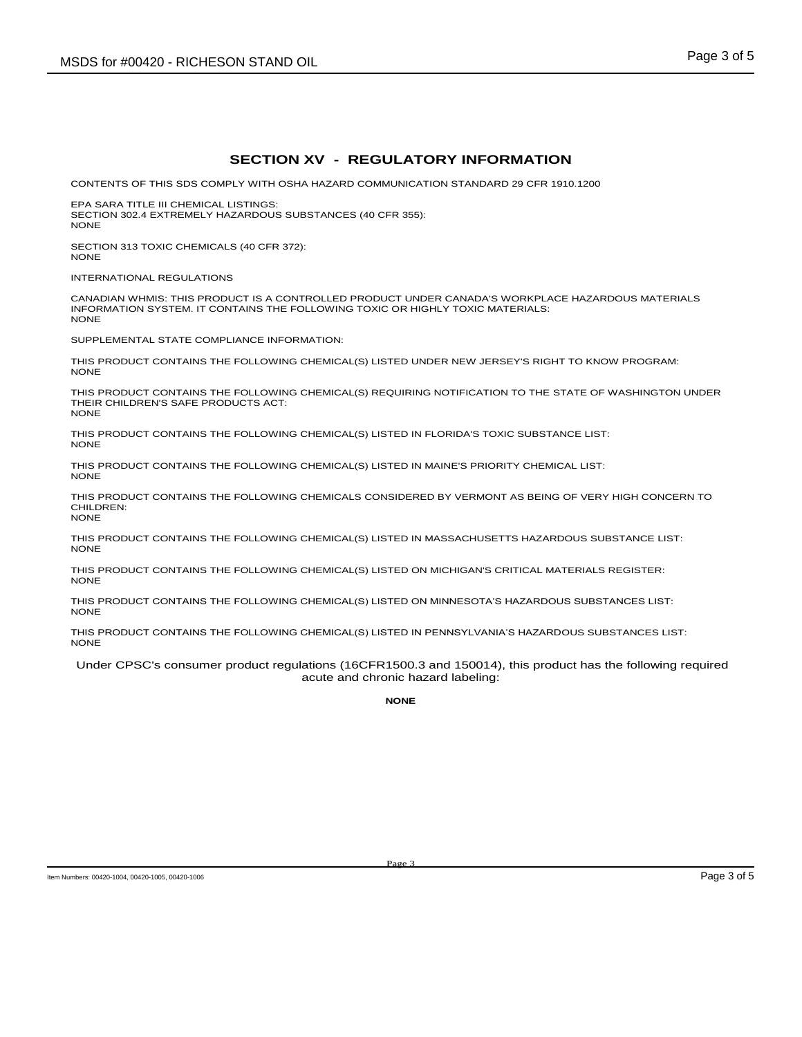## SECTION XV - REGULATORY INFORMATION

CONTENTS OF THIS SDS COMPLY WITH OSHA HAZARD COMMUNICATION STANDARD 29 CFR 1910.1200

EPA SARA TITLE III CHEMICAL LISTINGS:
SECTION 302.4 EXTREMELY HAZARDOUS SUBSTANCES (40 CFR 355):
NONE

SECTION 313 TOXIC CHEMICALS (40 CFR 372):
NONE

INTERNATIONAL REGULATIONS

CANADIAN WHMIS: THIS PRODUCT IS A CONTROLLED PRODUCT UNDER CANADA'S WORKPLACE HAZARDOUS MATERIALS INFORMATION SYSTEM. IT CONTAINS THE FOLLOWING TOXIC OR HIGHLY TOXIC MATERIALS:
NONE

SUPPLEMENTAL STATE COMPLIANCE INFORMATION:

THIS PRODUCT CONTAINS THE FOLLOWING CHEMICAL(S) LISTED UNDER NEW JERSEY'S RIGHT TO KNOW PROGRAM:
NONE

THIS PRODUCT CONTAINS THE FOLLOWING CHEMICAL(S) REQUIRING NOTIFICATION TO THE STATE OF WASHINGTON UNDER THEIR CHILDREN'S SAFE PRODUCTS ACT:
NONE

THIS PRODUCT CONTAINS THE FOLLOWING CHEMICAL(S) LISTED IN FLORIDA'S TOXIC SUBSTANCE LIST:
NONE

THIS PRODUCT CONTAINS THE FOLLOWING CHEMICAL(S) LISTED IN MAINE'S PRIORITY CHEMICAL LIST:
NONE

THIS PRODUCT CONTAINS THE FOLLOWING CHEMICALS CONSIDERED BY VERMONT AS BEING OF VERY HIGH CONCERN TO CHILDREN:
NONE

THIS PRODUCT CONTAINS THE FOLLOWING CHEMICAL(S) LISTED IN MASSACHUSETTS HAZARDOUS SUBSTANCE LIST:
NONE

THIS PRODUCT CONTAINS THE FOLLOWING CHEMICAL(S) LISTED ON MICHIGAN'S CRITICAL MATERIALS REGISTER:
NONE

THIS PRODUCT CONTAINS THE FOLLOWING CHEMICAL(S) LISTED ON MINNESOTA'S HAZARDOUS SUBSTANCES LIST:
NONE

THIS PRODUCT CONTAINS THE FOLLOWING CHEMICAL(S) LISTED IN PENNSYLVANIA'S HAZARDOUS SUBSTANCES LIST:
NONE

Under CPSC's consumer product regulations (16CFR1500.3 and 150014), this product has the following required acute and chronic hazard labeling:

**NONE**

Item Numbers: 00420-1004, 00420-1005, 00420-1006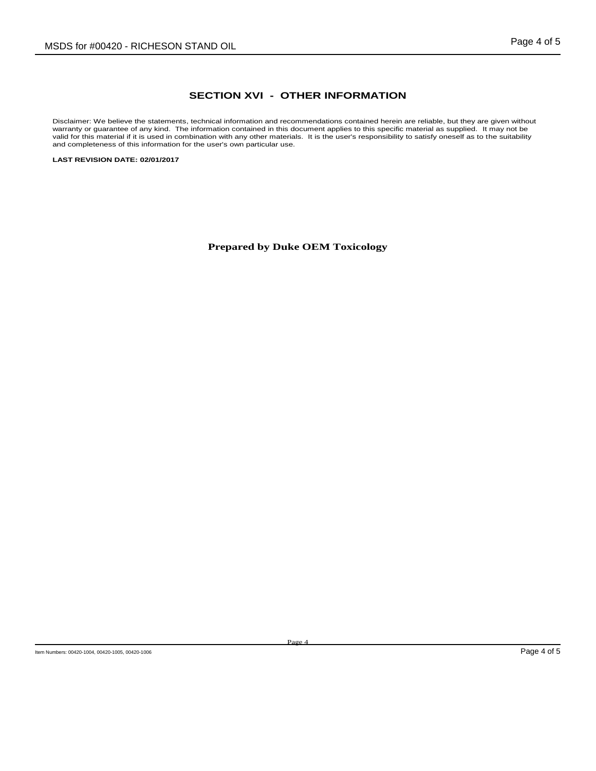## SECTION XVI - OTHER INFORMATION

Disclaimer: We believe the statements, technical information and recommendations contained herein are reliable, but they are given without warranty or guarantee of any kind. The information contained in this document applies to this specific material as supplied. It may not be valid for this material if it is used in combination with any other materials. It is the user's responsibility to satisfy oneself as to the suitability and completeness of this information for the user's own particular use.

**LAST REVISION DATE: 02/01/2017**

**Prepared by Duke OEM Toxicology**

Item Numbers: 00420-1004, 00420-1005, 00420-1006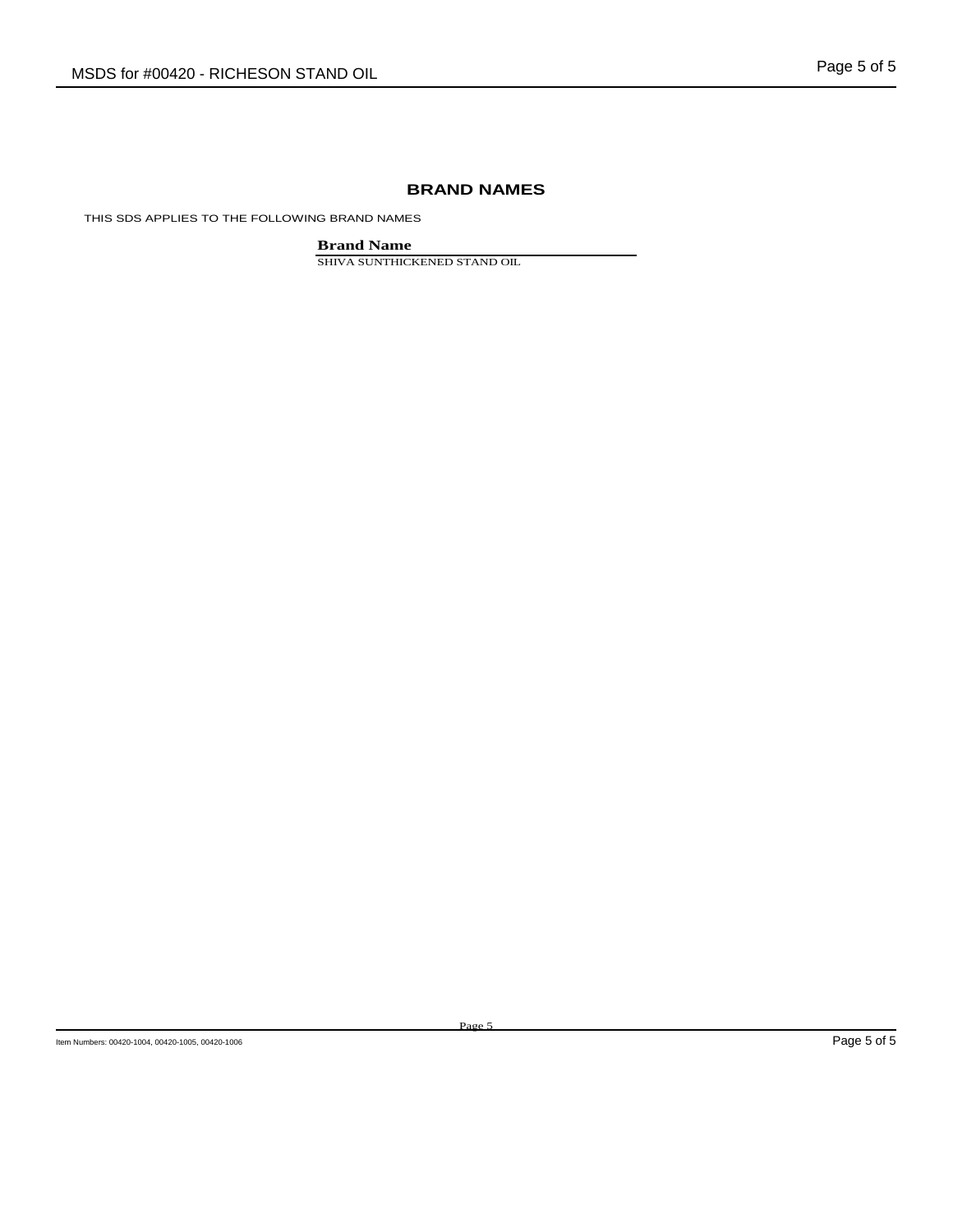## BRAND NAMES

THIS SDS APPLIES TO THE FOLLOWING BRAND NAMES

| Brand Name |
| --- |
| SHIVA SUNTHICKENED STAND OIL |

Item Numbers: 00420-1004, 00420-1005, 00420-1006